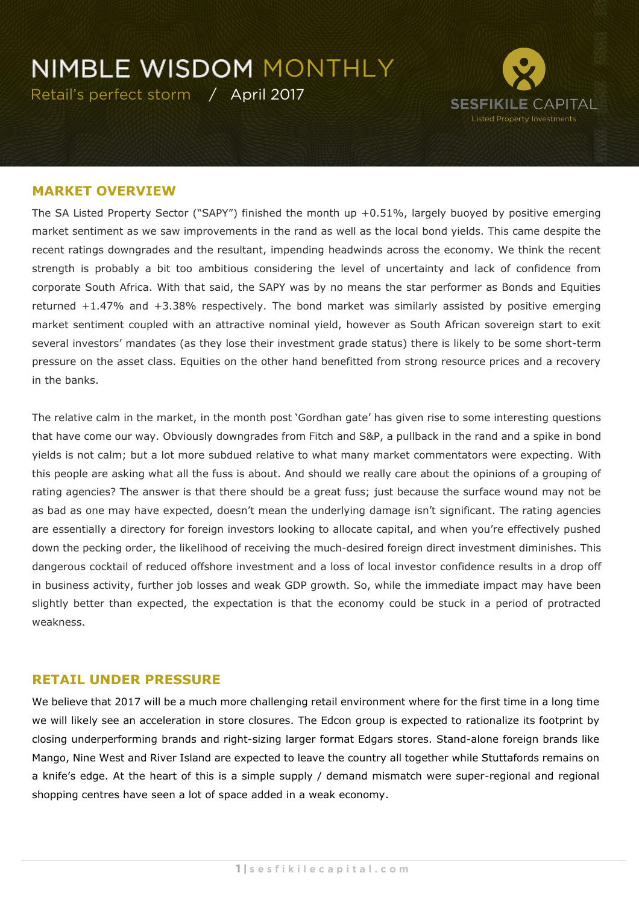# NIMBLE WISDOM MONTHLY

Retail's perfect storm / April 2017

SESFIKILE CAPITAL
Listed Property Investments

## MARKET OVERVIEW

The SA Listed Property Sector ("SAPY") finished the month up +0.51%, largely buoyed by positive emerging market sentiment as we saw improvements in the rand as well as the local bond yields. This came despite the recent ratings downgrades and the resultant, impending headwinds across the economy. We think the recent strength is probably a bit too ambitious considering the level of uncertainty and lack of confidence from corporate South Africa. With that said, the SAPY was by no means the star performer as Bonds and Equities returned +1.47% and +3.38% respectively. The bond market was similarly assisted by positive emerging market sentiment coupled with an attractive nominal yield, however as South African sovereign start to exit several investors' mandates (as they lose their investment grade status) there is likely to be some short-term pressure on the asset class. Equities on the other hand benefitted from strong resource prices and a recovery in the banks.

The relative calm in the market, in the month post 'Gordhan gate' has given rise to some interesting questions that have come our way. Obviously downgrades from Fitch and S&P, a pullback in the rand and a spike in bond yields is not calm; but a lot more subdued relative to what many market commentators were expecting. With this people are asking what all the fuss is about. And should we really care about the opinions of a grouping of rating agencies? The answer is that there should be a great fuss; just because the surface wound may not be as bad as one may have expected, doesn't mean the underlying damage isn't significant. The rating agencies are essentially a directory for foreign investors looking to allocate capital, and when you're effectively pushed down the pecking order, the likelihood of receiving the much-desired foreign direct investment diminishes. This dangerous cocktail of reduced offshore investment and a loss of local investor confidence results in a drop off in business activity, further job losses and weak GDP growth. So, while the immediate impact may have been slightly better than expected, the expectation is that the economy could be stuck in a period of protracted weakness.

## RETAIL UNDER PRESSURE

We believe that 2017 will be a much more challenging retail environment where for the first time in a long time we will likely see an acceleration in store closures. The Edcon group is expected to rationalize its footprint by closing underperforming brands and right-sizing larger format Edgars stores. Stand-alone foreign brands like Mango, Nine West and River Island are expected to leave the country all together while Stuttafords remains on a knife's edge. At the heart of this is a simple supply / demand mismatch were super-regional and regional shopping centres have seen a lot of space added in a weak economy.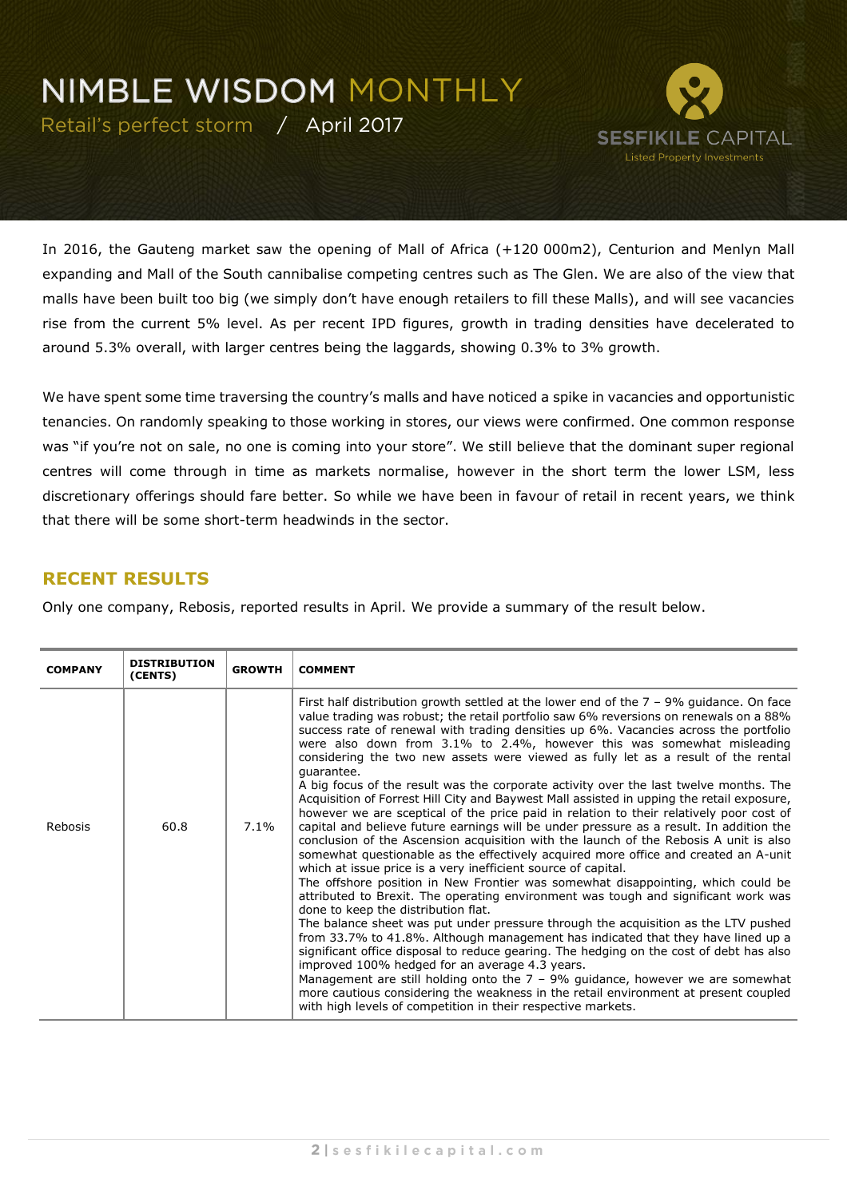# NIMBLE WISDOM MONTHLY

Retail's perfect storm / April 2017

In 2016, the Gauteng market saw the opening of Mall of Africa (+120 000m2), Centurion and Menlyn Mall expanding and Mall of the South cannibalise competing centres such as The Glen. We are also of the view that malls have been built too big (we simply don't have enough retailers to fill these Malls), and will see vacancies rise from the current 5% level. As per recent IPD figures, growth in trading densities have decelerated to around 5.3% overall, with larger centres being the laggards, showing 0.3% to 3% growth.

We have spent some time traversing the country's malls and have noticed a spike in vacancies and opportunistic tenancies. On randomly speaking to those working in stores, our views were confirmed. One common response was "if you're not on sale, no one is coming into your store". We still believe that the dominant super regional centres will come through in time as markets normalise, however in the short term the lower LSM, less discretionary offerings should fare better. So while we have been in favour of retail in recent years, we think that there will be some short-term headwinds in the sector.

## RECENT RESULTS

Only one company, Rebosis, reported results in April. We provide a summary of the result below.

| COMPANY | DISTRIBUTION (CENTS) | GROWTH | COMMENT |
|---|---|---|---|
| Rebosis | 60.8 | 7.1% | First half distribution growth settled at the lower end of the 7 – 9% guidance. On face value trading was robust; the retail portfolio saw 6% reversions on renewals on a 88% success rate of renewal with trading densities up 6%. Vacancies across the portfolio were also down from 3.1% to 2.4%, however this was somewhat misleading considering the two new assets were viewed as fully let as a result of the rental guarantee.<br>A big focus of the result was the corporate activity over the last twelve months. The Acquisition of Forrest Hill City and Baywest Mall assisted in upping the retail exposure, however we are sceptical of the price paid in relation to their relatively poor cost of capital and believe future earnings will be under pressure as a result. In addition the conclusion of the Ascension acquisition with the launch of the Rebosis A unit is also somewhat questionable as the effectively acquired more office and created an A-unit which at issue price is a very inefficient source of capital.<br>The offshore position in New Frontier was somewhat disappointing, which could be attributed to Brexit. The operating environment was tough and significant work was done to keep the distribution flat.<br>The balance sheet was put under pressure through the acquisition as the LTV pushed from 33.7% to 41.8%. Although management has indicated that they have lined up a significant office disposal to reduce gearing. The hedging on the cost of debt has also improved 100% hedged for an average 4.3 years.<br>Management are still holding onto the 7 – 9% guidance, however we are somewhat more cautious considering the weakness in the retail environment at present coupled with high levels of competition in their respective markets. |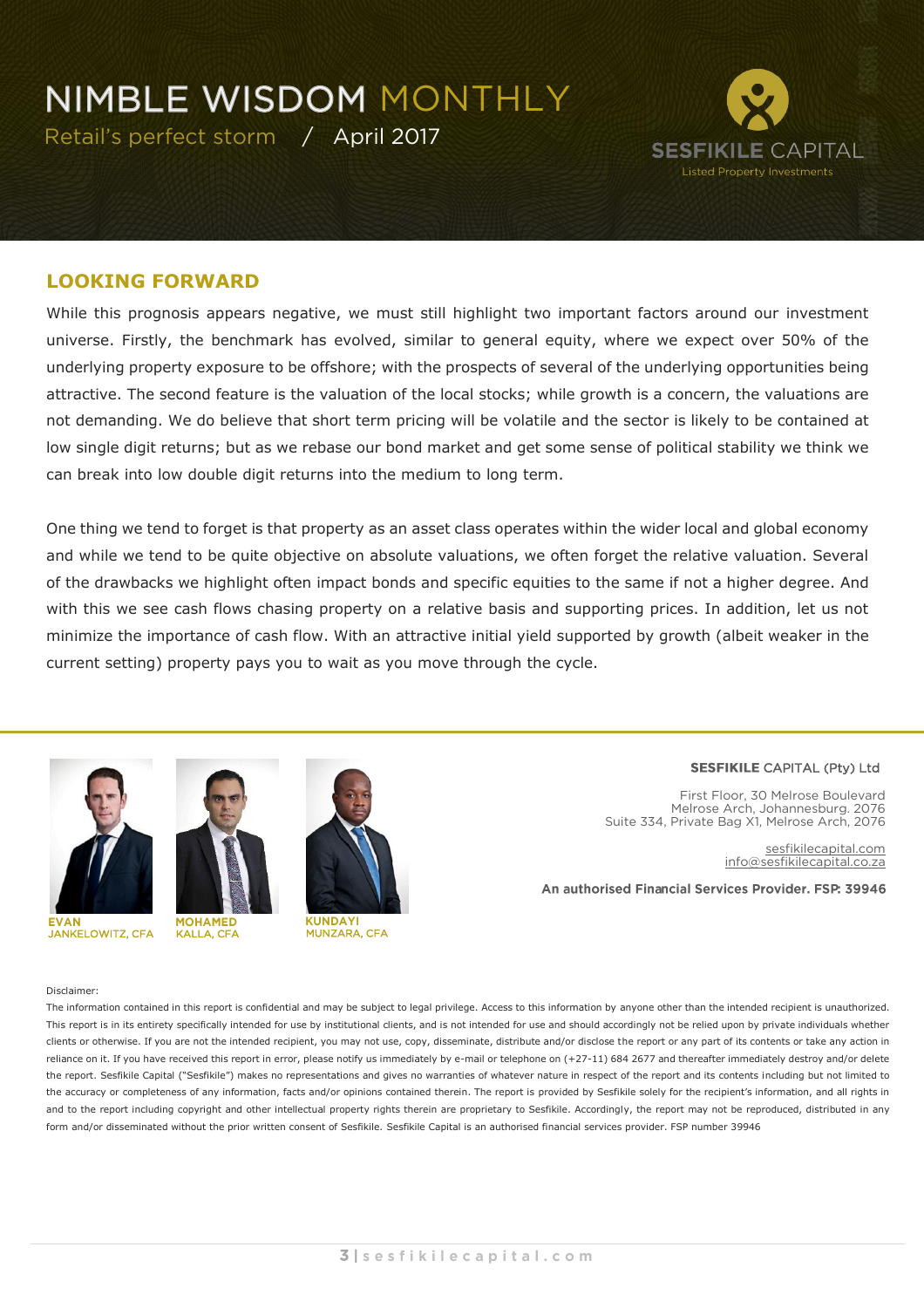# NIMBLE WISDOM MONTHLY

Retail's perfect storm / April 2017

SESFIKILE CAPITAL

Listed Property Investments

## LOOKING FORWARD

While this prognosis appears negative, we must still highlight two important factors around our investment universe. Firstly, the benchmark has evolved, similar to general equity, where we expect over 50% of the underlying property exposure to be offshore; with the prospects of several of the underlying opportunities being attractive. The second feature is the valuation of the local stocks; while growth is a concern, the valuations are not demanding. We do believe that short term pricing will be volatile and the sector is likely to be contained at low single digit returns; but as we rebase our bond market and get some sense of political stability we think we can break into low double digit returns into the medium to long term.

One thing we tend to forget is that property as an asset class operates within the wider local and global economy and while we tend to be quite objective on absolute valuations, we often forget the relative valuation. Several of the drawbacks we highlight often impact bonds and specific equities to the same if not a higher degree. And with this we see cash flows chasing property on a relative basis and supporting prices. In addition, let us not minimize the importance of cash flow. With an attractive initial yield supported by growth (albeit weaker in the current setting) property pays you to wait as you move through the cycle.

**EVAN** JANKELOWITZ, CFA

**MOHAMED** KALLA, CFA

**KUNDAYI** MUNZARA, CFA

**SESFIKILE** CAPITAL (Pty) Ltd

First Floor, 30 Melrose Boulevard
Melrose Arch, Johannesburg. 2076
Suite 334, Private Bag X1, Melrose Arch, 2076

sesfikilecapital.com
info@sesfikilecapital.co.za

**An authorised Financial Services Provider. FSP: 39946**

Disclaimer:

The information contained in this report is confidential and may be subject to legal privilege. Access to this information by anyone other than the intended recipient is unauthorized. This report is in its entirety specifically intended for use by institutional clients, and is not intended for use and should accordingly not be relied upon by private individuals whether clients or otherwise. If you are not the intended recipient, you may not use, copy, disseminate, distribute and/or disclose the report or any part of its contents or take any action in reliance on it. If you have received this report in error, please notify us immediately by e-mail or telephone on (+27-11) 684 2677 and thereafter immediately destroy and/or delete the report. Sesfikile Capital ("Sesfikile") makes no representations and gives no warranties of whatever nature in respect of the report and its contents including but not limited to the accuracy or completeness of any information, facts and/or opinions contained therein. The report is provided by Sesfikile solely for the recipient's information, and all rights in and to the report including copyright and other intellectual property rights therein are proprietary to Sesfikile. Accordingly, the report may not be reproduced, distributed in any form and/or disseminated without the prior written consent of Sesfikile. Sesfikile Capital is an authorised financial services provider. FSP number 39946